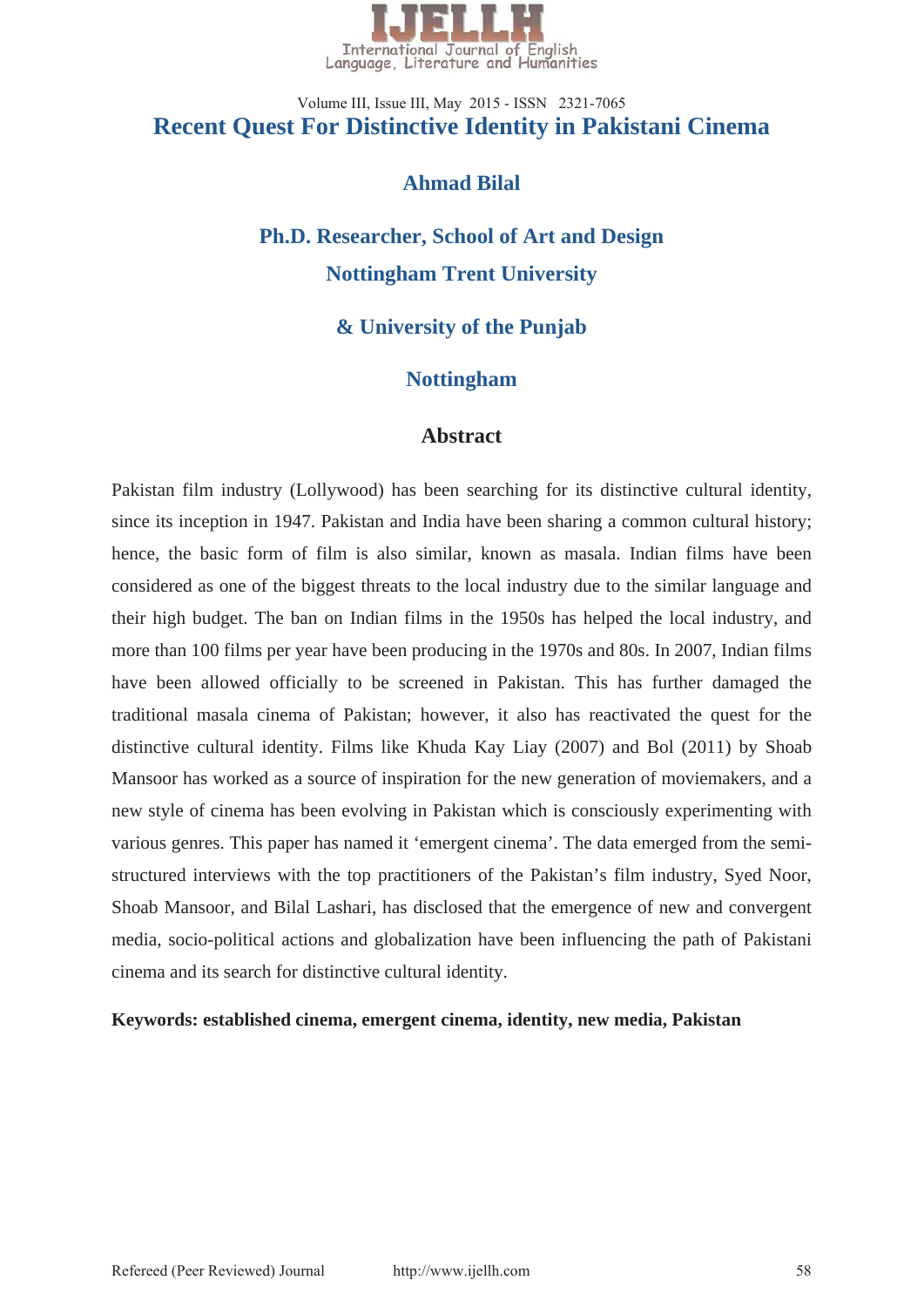# Recent Quest For Distinctive Identity in Pakistani Cinema

**Ahmad Bilal**

**Ph.D. Researcher, School of Art and Design**

**Nottingham Trent University**

**& University of the Punjab**

**Nottingham**

## Abstract

Pakistan film industry (Lollywood) has been searching for its distinctive cultural identity, since its inception in 1947. Pakistan and India have been sharing a common cultural history; hence, the basic form of film is also similar, known as masala. Indian films have been considered as one of the biggest threats to the local industry due to the similar language and their high budget. The ban on Indian films in the 1950s has helped the local industry, and more than 100 films per year have been producing in the 1970s and 80s. In 2007, Indian films have been allowed officially to be screened in Pakistan. This has further damaged the traditional masala cinema of Pakistan; however, it also has reactivated the quest for the distinctive cultural identity. Films like Khuda Kay Liay (2007) and Bol (2011) by Shoab Mansoor has worked as a source of inspiration for the new generation of moviemakers, and a new style of cinema has been evolving in Pakistan which is consciously experimenting with various genres. This paper has named it 'emergent cinema'. The data emerged from the semi-structured interviews with the top practitioners of the Pakistan's film industry, Syed Noor, Shoab Mansoor, and Bilal Lashari, has disclosed that the emergence of new and convergent media, socio-political actions and globalization have been influencing the path of Pakistani cinema and its search for distinctive cultural identity.

**Keywords: established cinema, emergent cinema, identity, new media, Pakistan**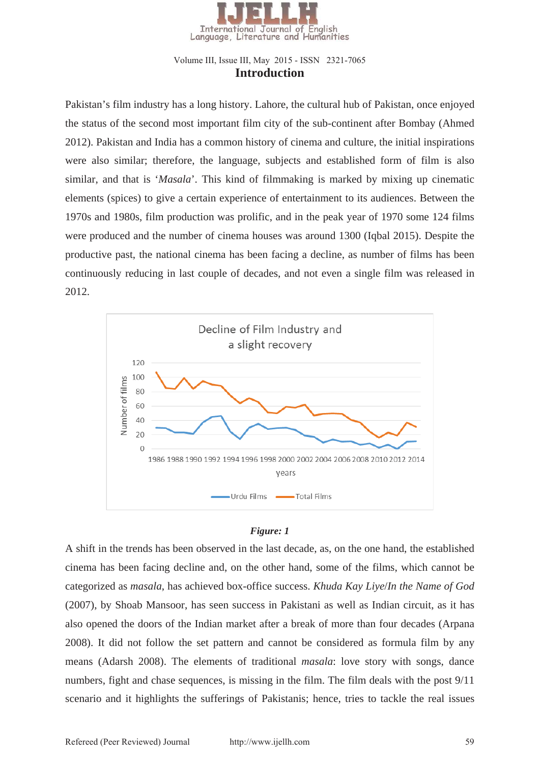## Introduction

Pakistan's film industry has a long history. Lahore, the cultural hub of Pakistan, once enjoyed the status of the second most important film city of the sub-continent after Bombay (Ahmed 2012). Pakistan and India has a common history of cinema and culture, the initial inspirations were also similar; therefore, the language, subjects and established form of film is also similar, and that is '*Masala*'. This kind of filmmaking is marked by mixing up cinematic elements (spices) to give a certain experience of entertainment to its audiences. Between the 1970s and 1980s, film production was prolific, and in the peak year of 1970 some 124 films were produced and the number of cinema houses was around 1300 (Iqbal 2015). Despite the productive past, the national cinema has been facing a decline, as number of films has been continuously reducing in last couple of decades, and not even a single film was released in 2012.

***Figure: 1***

A shift in the trends has been observed in the last decade, as, on the one hand, the established cinema has been facing decline and, on the other hand, some of the films, which cannot be categorized as *masala*, has achieved box-office success. *Khuda Kay Liye*/*In the Name of God* (2007), by Shoab Mansoor, has seen success in Pakistani as well as Indian circuit, as it has also opened the doors of the Indian market after a break of more than four decades (Arpana 2008). It did not follow the set pattern and cannot be considered as formula film by any means (Adarsh 2008). The elements of traditional *masala*: love story with songs, dance numbers, fight and chase sequences, is missing in the film. The film deals with the post 9/11 scenario and it highlights the sufferings of Pakistanis; hence, tries to tackle the real issues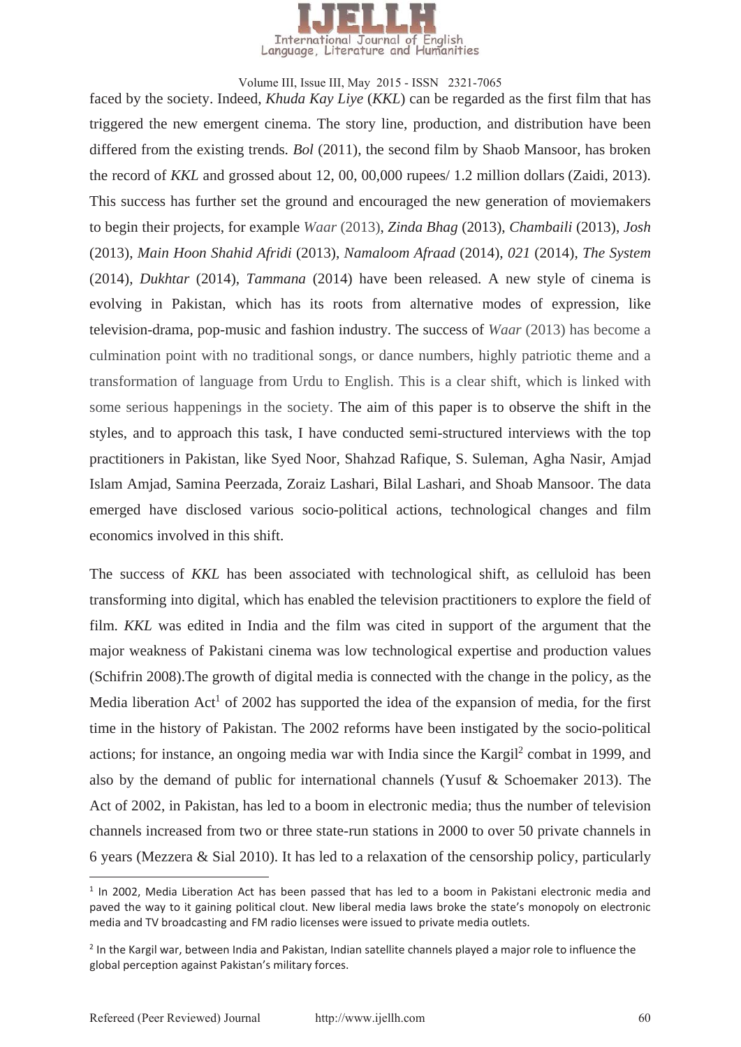faced by the society. Indeed, *Khuda Kay Liye* (*KKL*) can be regarded as the first film that has triggered the new emergent cinema. The story line, production, and distribution have been differed from the existing trends. *Bol* (2011), the second film by Shaob Mansoor, has broken the record of *KKL* and grossed about 12, 00, 00,000 rupees/ 1.2 million dollars (Zaidi, 2013). This success has further set the ground and encouraged the new generation of moviemakers to begin their projects, for example *Waar* (2013), *Zinda Bhag* (2013), *Chambaili* (2013), *Josh* (2013), *Main Hoon Shahid Afridi* (2013), *Namaloom Afraad* (2014), *021* (2014), *The System* (2014), *Dukhtar* (2014), *Tammana* (2014) have been released. A new style of cinema is evolving in Pakistan, which has its roots from alternative modes of expression, like television-drama, pop-music and fashion industry. The success of *Waar* (2013) has become a culmination point with no traditional songs, or dance numbers, highly patriotic theme and a transformation of language from Urdu to English. This is a clear shift, which is linked with some serious happenings in the society. The aim of this paper is to observe the shift in the styles, and to approach this task, I have conducted semi-structured interviews with the top practitioners in Pakistan, like Syed Noor, Shahzad Rafique, S. Suleman, Agha Nasir, Amjad Islam Amjad, Samina Peerzada, Zoraiz Lashari, Bilal Lashari, and Shoab Mansoor. The data emerged have disclosed various socio-political actions, technological changes and film economics involved in this shift.

The success of *KKL* has been associated with technological shift, as celluloid has been transforming into digital, which has enabled the television practitioners to explore the field of film. *KKL* was edited in India and the film was cited in support of the argument that the major weakness of Pakistani cinema was low technological expertise and production values (Schifrin 2008).The growth of digital media is connected with the change in the policy, as the Media liberation Act[1] of 2002 has supported the idea of the expansion of media, for the first time in the history of Pakistan. The 2002 reforms have been instigated by the socio-political actions; for instance, an ongoing media war with India since the Kargil[2] combat in 1999, and also by the demand of public for international channels (Yusuf & Schoemaker 2013). The Act of 2002, in Pakistan, has led to a boom in electronic media; thus the number of television channels increased from two or three state-run stations in 2000 to over 50 private channels in 6 years (Mezzera & Sial 2010). It has led to a relaxation of the censorship policy, particularly

---

[1] In 2002, Media Liberation Act has been passed that has led to a boom in Pakistani electronic media and paved the way to it gaining political clout. New liberal media laws broke the state's monopoly on electronic media and TV broadcasting and FM radio licenses were issued to private media outlets.

[2] In the Kargil war, between India and Pakistan, Indian satellite channels played a major role to influence the global perception against Pakistan's military forces.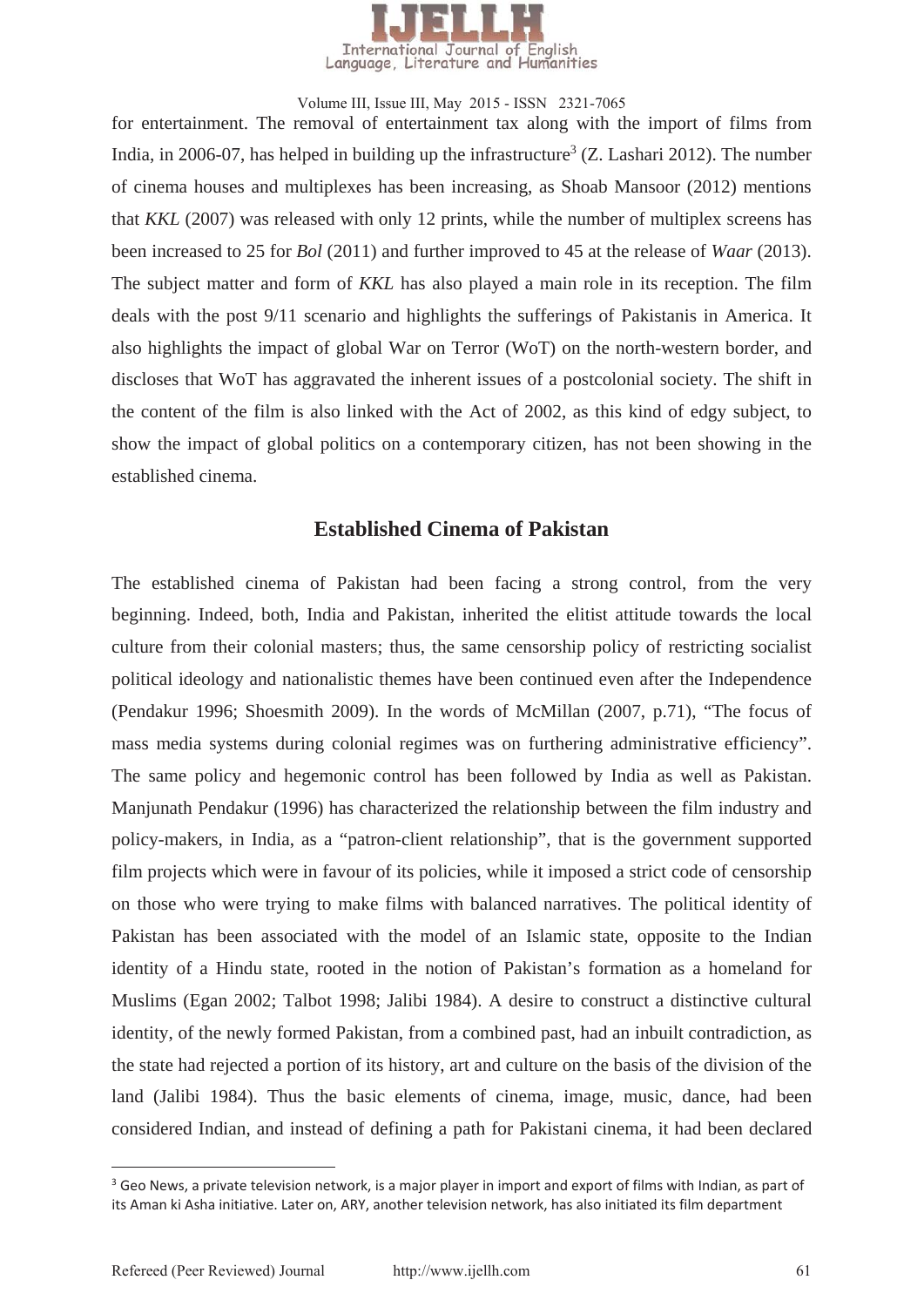for entertainment. The removal of entertainment tax along with the import of films from India, in 2006-07, has helped in building up the infrastructure[3] (Z. Lashari 2012). The number of cinema houses and multiplexes has been increasing, as Shoab Mansoor (2012) mentions that *KKL* (2007) was released with only 12 prints, while the number of multiplex screens has been increased to 25 for *Bol* (2011) and further improved to 45 at the release of *Waar* (2013). The subject matter and form of *KKL* has also played a main role in its reception. The film deals with the post 9/11 scenario and highlights the sufferings of Pakistanis in America. It also highlights the impact of global War on Terror (WoT) on the north-western border, and discloses that WoT has aggravated the inherent issues of a postcolonial society. The shift in the content of the film is also linked with the Act of 2002, as this kind of edgy subject, to show the impact of global politics on a contemporary citizen, has not been showing in the established cinema.

## Established Cinema of Pakistan

The established cinema of Pakistan had been facing a strong control, from the very beginning. Indeed, both, India and Pakistan, inherited the elitist attitude towards the local culture from their colonial masters; thus, the same censorship policy of restricting socialist political ideology and nationalistic themes have been continued even after the Independence (Pendakur 1996; Shoesmith 2009). In the words of McMillan (2007, p.71), "The focus of mass media systems during colonial regimes was on furthering administrative efficiency". The same policy and hegemonic control has been followed by India as well as Pakistan. Manjunath Pendakur (1996) has characterized the relationship between the film industry and policy-makers, in India, as a "patron-client relationship", that is the government supported film projects which were in favour of its policies, while it imposed a strict code of censorship on those who were trying to make films with balanced narratives. The political identity of Pakistan has been associated with the model of an Islamic state, opposite to the Indian identity of a Hindu state, rooted in the notion of Pakistan's formation as a homeland for Muslims (Egan 2002; Talbot 1998; Jalibi 1984). A desire to construct a distinctive cultural identity, of the newly formed Pakistan, from a combined past, had an inbuilt contradiction, as the state had rejected a portion of its history, art and culture on the basis of the division of the land (Jalibi 1984). Thus the basic elements of cinema, image, music, dance, had been considered Indian, and instead of defining a path for Pakistani cinema, it had been declared

[3] Geo News, a private television network, is a major player in import and export of films with Indian, as part of its Aman ki Asha initiative. Later on, ARY, another television network, has also initiated its film department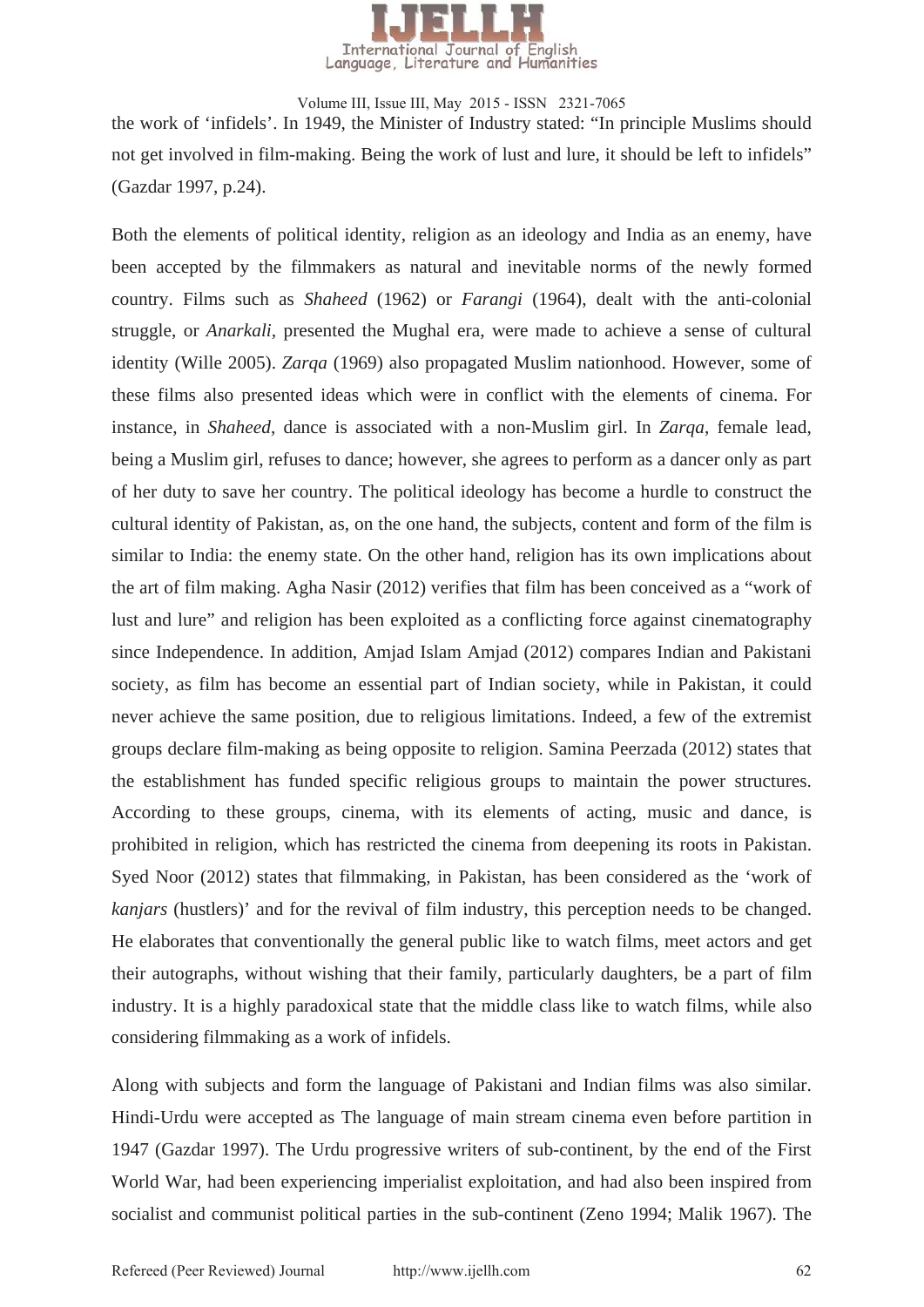the work of 'infidels'. In 1949, the Minister of Industry stated: "In principle Muslims should not get involved in film-making. Being the work of lust and lure, it should be left to infidels" (Gazdar 1997, p.24).

Both the elements of political identity, religion as an ideology and India as an enemy, have been accepted by the filmmakers as natural and inevitable norms of the newly formed country. Films such as *Shaheed* (1962) or *Farangi* (1964), dealt with the anti-colonial struggle, or *Anarkali*, presented the Mughal era, were made to achieve a sense of cultural identity (Wille 2005). *Zarqa* (1969) also propagated Muslim nationhood. However, some of these films also presented ideas which were in conflict with the elements of cinema. For instance, in *Shaheed*, dance is associated with a non-Muslim girl. In *Zarqa*, female lead, being a Muslim girl, refuses to dance; however, she agrees to perform as a dancer only as part of her duty to save her country. The political ideology has become a hurdle to construct the cultural identity of Pakistan, as, on the one hand, the subjects, content and form of the film is similar to India: the enemy state. On the other hand, religion has its own implications about the art of film making. Agha Nasir (2012) verifies that film has been conceived as a "work of lust and lure" and religion has been exploited as a conflicting force against cinematography since Independence. In addition, Amjad Islam Amjad (2012) compares Indian and Pakistani society, as film has become an essential part of Indian society, while in Pakistan, it could never achieve the same position, due to religious limitations. Indeed, a few of the extremist groups declare film-making as being opposite to religion. Samina Peerzada (2012) states that the establishment has funded specific religious groups to maintain the power structures. According to these groups, cinema, with its elements of acting, music and dance, is prohibited in religion, which has restricted the cinema from deepening its roots in Pakistan. Syed Noor (2012) states that filmmaking, in Pakistan, has been considered as the 'work of *kanjars* (hustlers)' and for the revival of film industry, this perception needs to be changed. He elaborates that conventionally the general public like to watch films, meet actors and get their autographs, without wishing that their family, particularly daughters, be a part of film industry. It is a highly paradoxical state that the middle class like to watch films, while also considering filmmaking as a work of infidels.

Along with subjects and form the language of Pakistani and Indian films was also similar. Hindi-Urdu were accepted as The language of main stream cinema even before partition in 1947 (Gazdar 1997). The Urdu progressive writers of sub-continent, by the end of the First World War, had been experiencing imperialist exploitation, and had also been inspired from socialist and communist political parties in the sub-continent (Zeno 1994; Malik 1967). The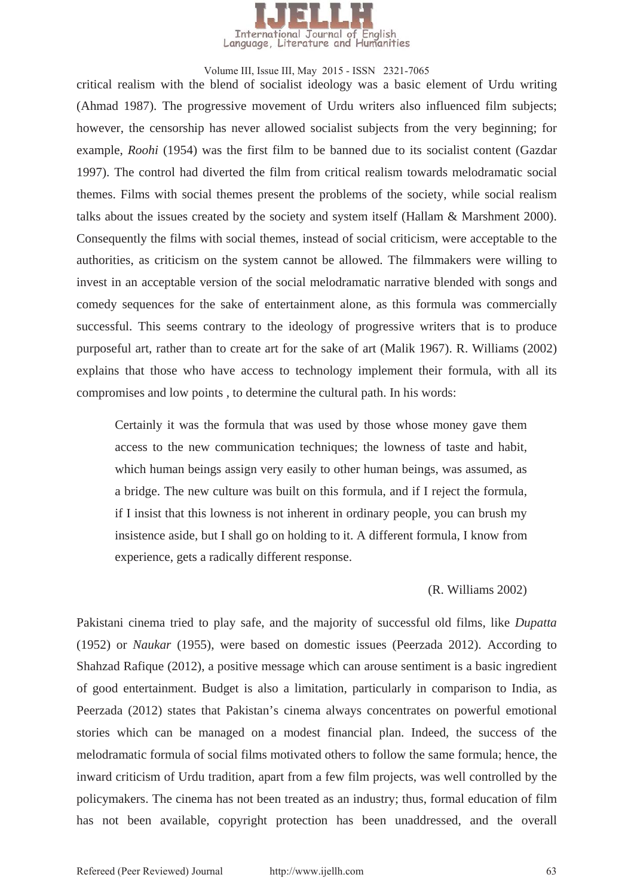critical realism with the blend of socialist ideology was a basic element of Urdu writing (Ahmad 1987). The progressive movement of Urdu writers also influenced film subjects; however, the censorship has never allowed socialist subjects from the very beginning; for example, *Roohi* (1954) was the first film to be banned due to its socialist content (Gazdar 1997). The control had diverted the film from critical realism towards melodramatic social themes. Films with social themes present the problems of the society, while social realism talks about the issues created by the society and system itself (Hallam & Marshment 2000). Consequently the films with social themes, instead of social criticism, were acceptable to the authorities, as criticism on the system cannot be allowed. The filmmakers were willing to invest in an acceptable version of the social melodramatic narrative blended with songs and comedy sequences for the sake of entertainment alone, as this formula was commercially successful. This seems contrary to the ideology of progressive writers that is to produce purposeful art, rather than to create art for the sake of art (Malik 1967). R. Williams (2002) explains that those who have access to technology implement their formula, with all its compromises and low points , to determine the cultural path. In his words:

> Certainly it was the formula that was used by those whose money gave them access to the new communication techniques; the lowness of taste and habit, which human beings assign very easily to other human beings, was assumed, as a bridge. The new culture was built on this formula, and if I reject the formula, if I insist that this lowness is not inherent in ordinary people, you can brush my insistence aside, but I shall go on holding to it. A different formula, I know from experience, gets a radically different response.
>
> (R. Williams 2002)

Pakistani cinema tried to play safe, and the majority of successful old films, like *Dupatta* (1952) or *Naukar* (1955), were based on domestic issues (Peerzada 2012). According to Shahzad Rafique (2012), a positive message which can arouse sentiment is a basic ingredient of good entertainment. Budget is also a limitation, particularly in comparison to India, as Peerzada (2012) states that Pakistan's cinema always concentrates on powerful emotional stories which can be managed on a modest financial plan. Indeed, the success of the melodramatic formula of social films motivated others to follow the same formula; hence, the inward criticism of Urdu tradition, apart from a few film projects, was well controlled by the policymakers. The cinema has not been treated as an industry; thus, formal education of film has not been available, copyright protection has been unaddressed, and the overall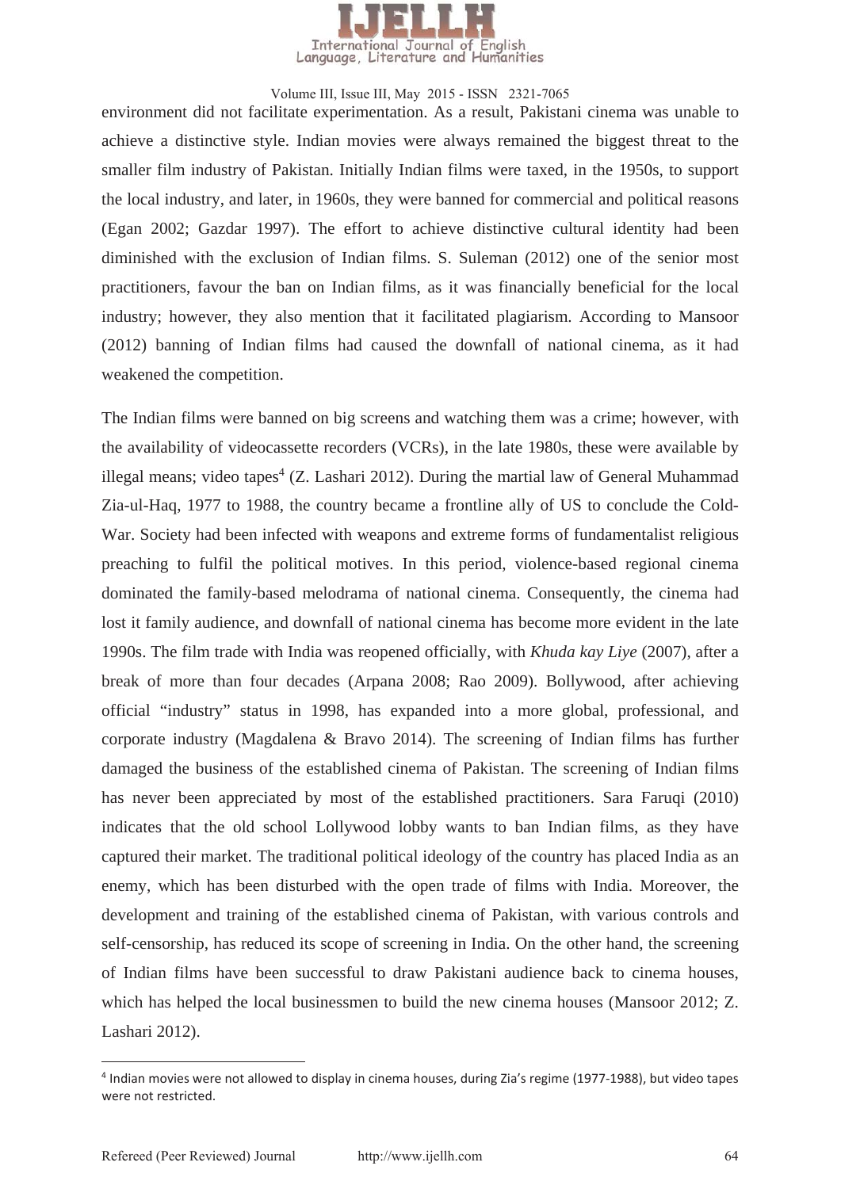environment did not facilitate experimentation. As a result, Pakistani cinema was unable to achieve a distinctive style. Indian movies were always remained the biggest threat to the smaller film industry of Pakistan. Initially Indian films were taxed, in the 1950s, to support the local industry, and later, in 1960s, they were banned for commercial and political reasons (Egan 2002; Gazdar 1997). The effort to achieve distinctive cultural identity had been diminished with the exclusion of Indian films. S. Suleman (2012) one of the senior most practitioners, favour the ban on Indian films, as it was financially beneficial for the local industry; however, they also mention that it facilitated plagiarism. According to Mansoor (2012) banning of Indian films had caused the downfall of national cinema, as it had weakened the competition.

The Indian films were banned on big screens and watching them was a crime; however, with the availability of videocassette recorders (VCRs), in the late 1980s, these were available by illegal means; video tapes[4] (Z. Lashari 2012). During the martial law of General Muhammad Zia-ul-Haq, 1977 to 1988, the country became a frontline ally of US to conclude the Cold-War. Society had been infected with weapons and extreme forms of fundamentalist religious preaching to fulfil the political motives. In this period, violence-based regional cinema dominated the family-based melodrama of national cinema. Consequently, the cinema had lost it family audience, and downfall of national cinema has become more evident in the late 1990s. The film trade with India was reopened officially, with *Khuda kay Liye* (2007), after a break of more than four decades (Arpana 2008; Rao 2009). Bollywood, after achieving official "industry" status in 1998, has expanded into a more global, professional, and corporate industry (Magdalena & Bravo 2014). The screening of Indian films has further damaged the business of the established cinema of Pakistan. The screening of Indian films has never been appreciated by most of the established practitioners. Sara Faruqi (2010) indicates that the old school Lollywood lobby wants to ban Indian films, as they have captured their market. The traditional political ideology of the country has placed India as an enemy, which has been disturbed with the open trade of films with India. Moreover, the development and training of the established cinema of Pakistan, with various controls and self-censorship, has reduced its scope of screening in India. On the other hand, the screening of Indian films have been successful to draw Pakistani audience back to cinema houses, which has helped the local businessmen to build the new cinema houses (Mansoor 2012; Z. Lashari 2012).

---

[4] Indian movies were not allowed to display in cinema houses, during Zia's regime (1977-1988), but video tapes were not restricted.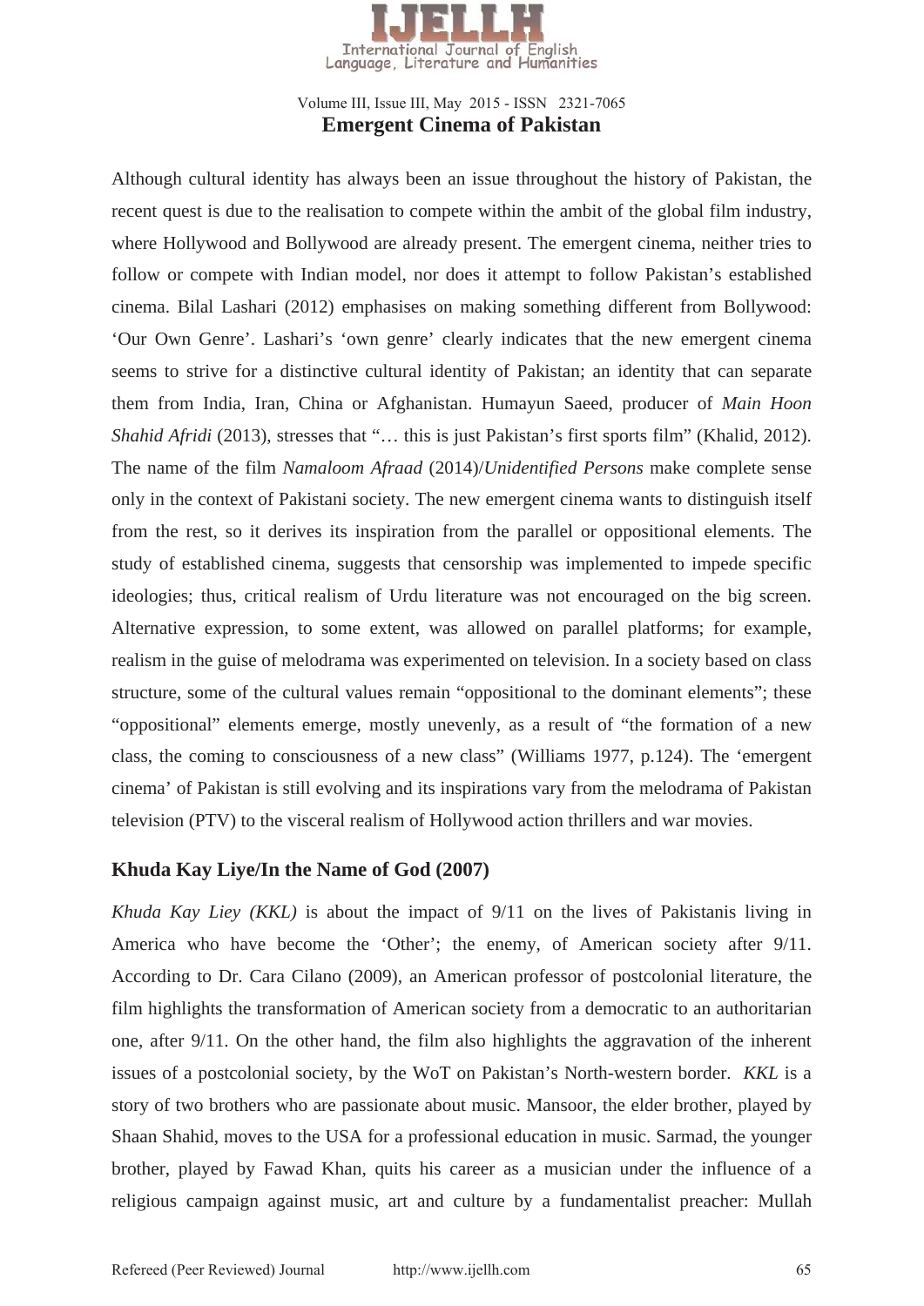## Emergent Cinema of Pakistan

Although cultural identity has always been an issue throughout the history of Pakistan, the recent quest is due to the realisation to compete within the ambit of the global film industry, where Hollywood and Bollywood are already present. The emergent cinema, neither tries to follow or compete with Indian model, nor does it attempt to follow Pakistan's established cinema. Bilal Lashari (2012) emphasises on making something different from Bollywood: 'Our Own Genre'. Lashari's 'own genre' clearly indicates that the new emergent cinema seems to strive for a distinctive cultural identity of Pakistan; an identity that can separate them from India, Iran, China or Afghanistan. Humayun Saeed, producer of *Main Hoon Shahid Afridi* (2013), stresses that "… this is just Pakistan's first sports film" (Khalid, 2012). The name of the film *Namaloom Afraad* (2014)/*Unidentified Persons* make complete sense only in the context of Pakistani society. The new emergent cinema wants to distinguish itself from the rest, so it derives its inspiration from the parallel or oppositional elements. The study of established cinema, suggests that censorship was implemented to impede specific ideologies; thus, critical realism of Urdu literature was not encouraged on the big screen. Alternative expression, to some extent, was allowed on parallel platforms; for example, realism in the guise of melodrama was experimented on television. In a society based on class structure, some of the cultural values remain "oppositional to the dominant elements"; these "oppositional" elements emerge, mostly unevenly, as a result of "the formation of a new class, the coming to consciousness of a new class" (Williams 1977, p.124). The 'emergent cinema' of Pakistan is still evolving and its inspirations vary from the melodrama of Pakistan television (PTV) to the visceral realism of Hollywood action thrillers and war movies.

### Khuda Kay Liye/In the Name of God (2007)

*Khuda Kay Liey (KKL)* is about the impact of 9/11 on the lives of Pakistanis living in America who have become the 'Other'; the enemy, of American society after 9/11. According to Dr. Cara Cilano (2009), an American professor of postcolonial literature, the film highlights the transformation of American society from a democratic to an authoritarian one, after 9/11. On the other hand, the film also highlights the aggravation of the inherent issues of a postcolonial society, by the WoT on Pakistan's North-western border. *KKL* is a story of two brothers who are passionate about music. Mansoor, the elder brother, played by Shaan Shahid, moves to the USA for a professional education in music. Sarmad, the younger brother, played by Fawad Khan, quits his career as a musician under the influence of a religious campaign against music, art and culture by a fundamentalist preacher: Mullah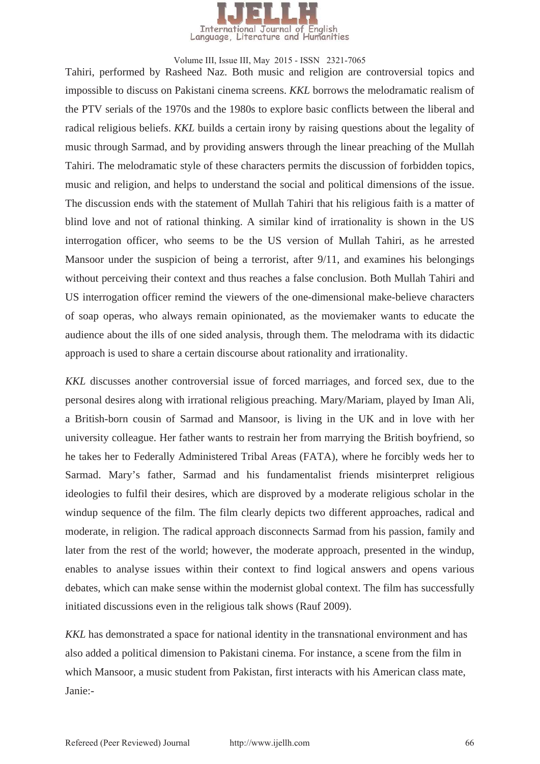Tahiri, performed by Rasheed Naz. Both music and religion are controversial topics and impossible to discuss on Pakistani cinema screens. *KKL* borrows the melodramatic realism of the PTV serials of the 1970s and the 1980s to explore basic conflicts between the liberal and radical religious beliefs. *KKL* builds a certain irony by raising questions about the legality of music through Sarmad, and by providing answers through the linear preaching of the Mullah Tahiri. The melodramatic style of these characters permits the discussion of forbidden topics, music and religion, and helps to understand the social and political dimensions of the issue. The discussion ends with the statement of Mullah Tahiri that his religious faith is a matter of blind love and not of rational thinking. A similar kind of irrationality is shown in the US interrogation officer, who seems to be the US version of Mullah Tahiri, as he arrested Mansoor under the suspicion of being a terrorist, after 9/11, and examines his belongings without perceiving their context and thus reaches a false conclusion. Both Mullah Tahiri and US interrogation officer remind the viewers of the one-dimensional make-believe characters of soap operas, who always remain opinionated, as the moviemaker wants to educate the audience about the ills of one sided analysis, through them. The melodrama with its didactic approach is used to share a certain discourse about rationality and irrationality.

*KKL* discusses another controversial issue of forced marriages, and forced sex, due to the personal desires along with irrational religious preaching. Mary/Mariam, played by Iman Ali, a British-born cousin of Sarmad and Mansoor, is living in the UK and in love with her university colleague. Her father wants to restrain her from marrying the British boyfriend, so he takes her to Federally Administered Tribal Areas (FATA), where he forcibly weds her to Sarmad. Mary's father, Sarmad and his fundamentalist friends misinterpret religious ideologies to fulfil their desires, which are disproved by a moderate religious scholar in the windup sequence of the film. The film clearly depicts two different approaches, radical and moderate, in religion. The radical approach disconnects Sarmad from his passion, family and later from the rest of the world; however, the moderate approach, presented in the windup, enables to analyse issues within their context to find logical answers and opens various debates, which can make sense within the modernist global context. The film has successfully initiated discussions even in the religious talk shows (Rauf 2009).

*KKL* has demonstrated a space for national identity in the transnational environment and has also added a political dimension to Pakistani cinema. For instance, a scene from the film in which Mansoor, a music student from Pakistan, first interacts with his American class mate, Janie:-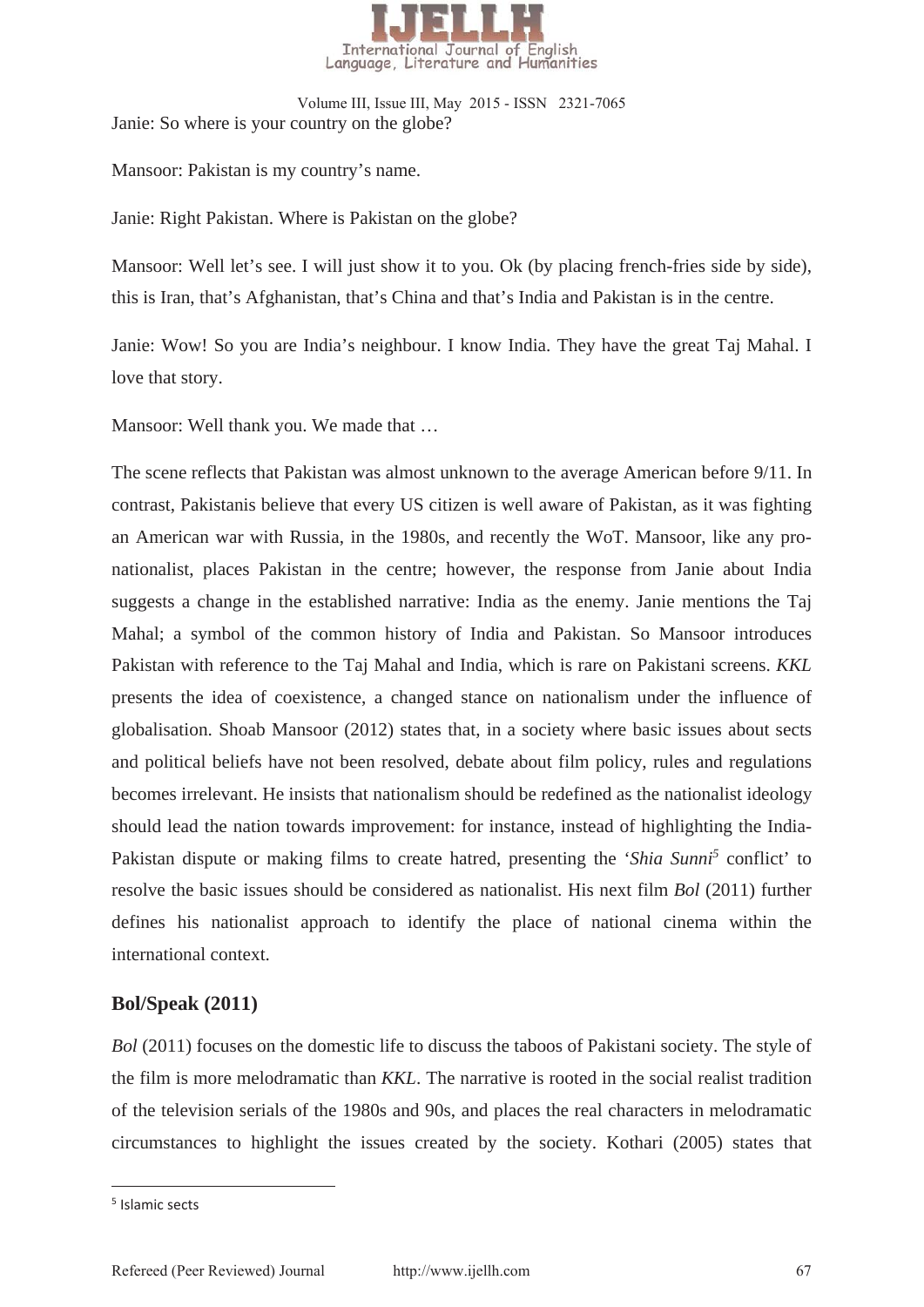Janie: So where is your country on the globe?

Mansoor: Pakistan is my country's name.

Janie: Right Pakistan. Where is Pakistan on the globe?

Mansoor: Well let's see. I will just show it to you. Ok (by placing french-fries side by side), this is Iran, that's Afghanistan, that's China and that's India and Pakistan is in the centre.

Janie: Wow! So you are India's neighbour. I know India. They have the great Taj Mahal. I love that story.

Mansoor: Well thank you. We made that …

The scene reflects that Pakistan was almost unknown to the average American before 9/11. In contrast, Pakistanis believe that every US citizen is well aware of Pakistan, as it was fighting an American war with Russia, in the 1980s, and recently the WoT. Mansoor, like any pro-nationalist, places Pakistan in the centre; however, the response from Janie about India suggests a change in the established narrative: India as the enemy. Janie mentions the Taj Mahal; a symbol of the common history of India and Pakistan. So Mansoor introduces Pakistan with reference to the Taj Mahal and India, which is rare on Pakistani screens. *KKL* presents the idea of coexistence, a changed stance on nationalism under the influence of globalisation. Shoab Mansoor (2012) states that, in a society where basic issues about sects and political beliefs have not been resolved, debate about film policy, rules and regulations becomes irrelevant. He insists that nationalism should be redefined as the nationalist ideology should lead the nation towards improvement: for instance, instead of highlighting the India-Pakistan dispute or making films to create hatred, presenting the '*Shia Sunni*[5] conflict' to resolve the basic issues should be considered as nationalist. His next film *Bol* (2011) further defines his nationalist approach to identify the place of national cinema within the international context.

## Bol/Speak (2011)

*Bol* (2011) focuses on the domestic life to discuss the taboos of Pakistani society. The style of the film is more melodramatic than *KKL*. The narrative is rooted in the social realist tradition of the television serials of the 1980s and 90s, and places the real characters in melodramatic circumstances to highlight the issues created by the society. Kothari (2005) states that

[5] Islamic sects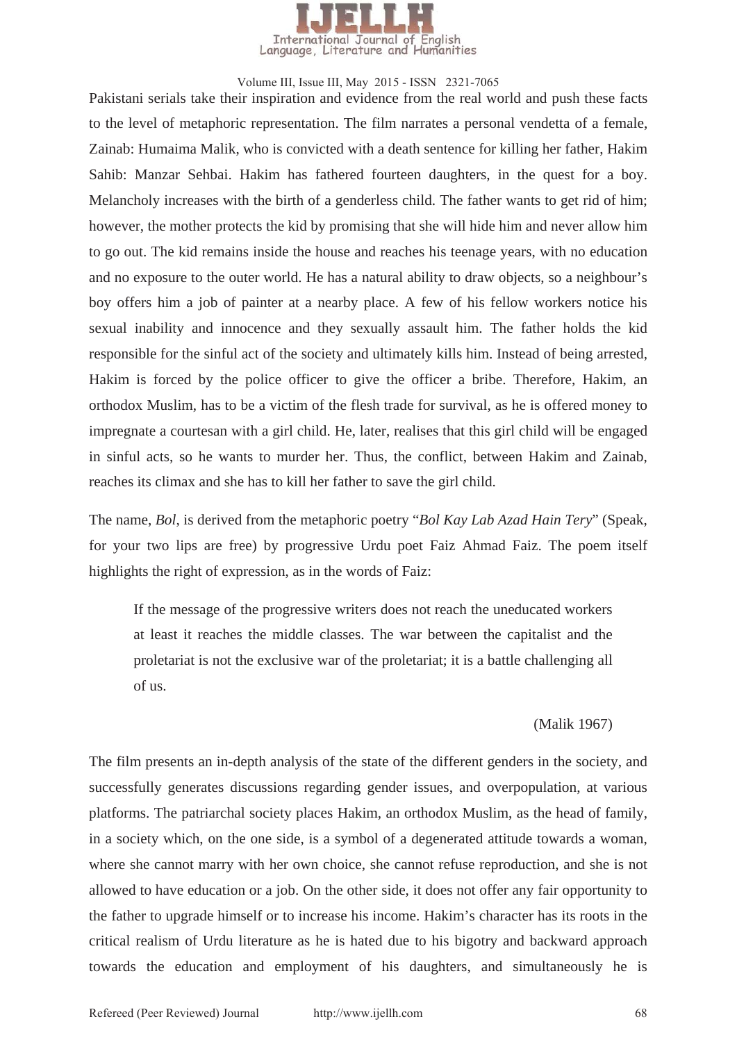Pakistani serials take their inspiration and evidence from the real world and push these facts to the level of metaphoric representation. The film narrates a personal vendetta of a female, Zainab: Humaima Malik, who is convicted with a death sentence for killing her father, Hakim Sahib: Manzar Sehbai. Hakim has fathered fourteen daughters, in the quest for a boy. Melancholy increases with the birth of a genderless child. The father wants to get rid of him; however, the mother protects the kid by promising that she will hide him and never allow him to go out. The kid remains inside the house and reaches his teenage years, with no education and no exposure to the outer world. He has a natural ability to draw objects, so a neighbour's boy offers him a job of painter at a nearby place. A few of his fellow workers notice his sexual inability and innocence and they sexually assault him. The father holds the kid responsible for the sinful act of the society and ultimately kills him. Instead of being arrested, Hakim is forced by the police officer to give the officer a bribe. Therefore, Hakim, an orthodox Muslim, has to be a victim of the flesh trade for survival, as he is offered money to impregnate a courtesan with a girl child. He, later, realises that this girl child will be engaged in sinful acts, so he wants to murder her. Thus, the conflict, between Hakim and Zainab, reaches its climax and she has to kill her father to save the girl child.

The name, *Bol*, is derived from the metaphoric poetry "*Bol Kay Lab Azad Hain Tery*" (Speak, for your two lips are free) by progressive Urdu poet Faiz Ahmad Faiz. The poem itself highlights the right of expression, as in the words of Faiz:

> If the message of the progressive writers does not reach the uneducated workers at least it reaches the middle classes. The war between the capitalist and the proletariat is not the exclusive war of the proletariat; it is a battle challenging all of us.
>
> (Malik 1967)

The film presents an in-depth analysis of the state of the different genders in the society, and successfully generates discussions regarding gender issues, and overpopulation, at various platforms. The patriarchal society places Hakim, an orthodox Muslim, as the head of family, in a society which, on the one side, is a symbol of a degenerated attitude towards a woman, where she cannot marry with her own choice, she cannot refuse reproduction, and she is not allowed to have education or a job. On the other side, it does not offer any fair opportunity to the father to upgrade himself or to increase his income. Hakim's character has its roots in the critical realism of Urdu literature as he is hated due to his bigotry and backward approach towards the education and employment of his daughters, and simultaneously he is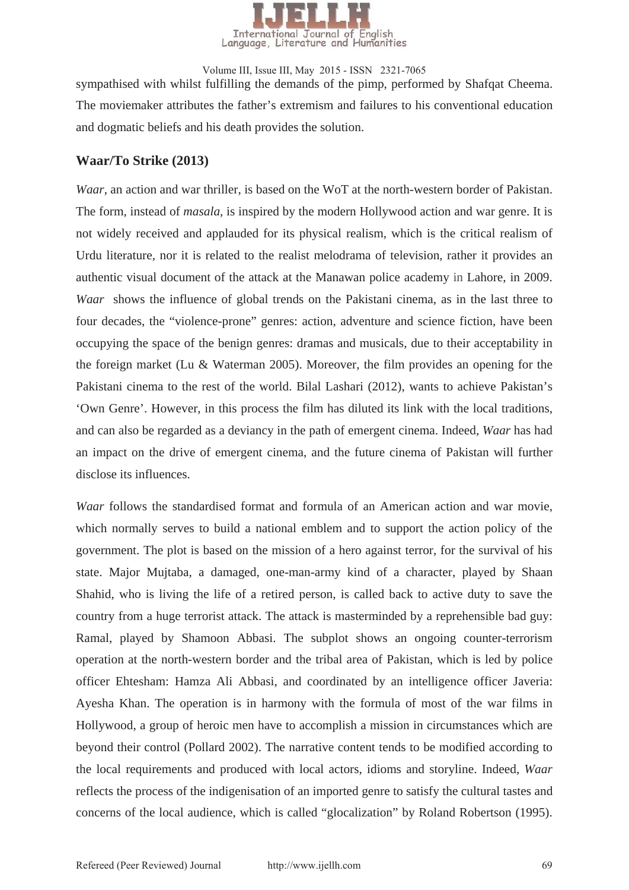sympathised with whilst fulfilling the demands of the pimp, performed by Shafqat Cheema. The moviemaker attributes the father's extremism and failures to his conventional education and dogmatic beliefs and his death provides the solution.

## Waar/To Strike (2013)

*Waar*, an action and war thriller, is based on the WoT at the north-western border of Pakistan. The form, instead of *masala*, is inspired by the modern Hollywood action and war genre. It is not widely received and applauded for its physical realism, which is the critical realism of Urdu literature, nor it is related to the realist melodrama of television, rather it provides an authentic visual document of the attack at the Manawan police academy in Lahore, in 2009. *Waar* shows the influence of global trends on the Pakistani cinema, as in the last three to four decades, the "violence-prone" genres: action, adventure and science fiction, have been occupying the space of the benign genres: dramas and musicals, due to their acceptability in the foreign market (Lu & Waterman 2005). Moreover, the film provides an opening for the Pakistani cinema to the rest of the world. Bilal Lashari (2012), wants to achieve Pakistan's 'Own Genre'. However, in this process the film has diluted its link with the local traditions, and can also be regarded as a deviancy in the path of emergent cinema. Indeed, *Waar* has had an impact on the drive of emergent cinema, and the future cinema of Pakistan will further disclose its influences.

*Waar* follows the standardised format and formula of an American action and war movie, which normally serves to build a national emblem and to support the action policy of the government. The plot is based on the mission of a hero against terror, for the survival of his state. Major Mujtaba, a damaged, one-man-army kind of a character, played by Shaan Shahid, who is living the life of a retired person, is called back to active duty to save the country from a huge terrorist attack. The attack is masterminded by a reprehensible bad guy: Ramal, played by Shamoon Abbasi. The subplot shows an ongoing counter-terrorism operation at the north-western border and the tribal area of Pakistan, which is led by police officer Ehtesham: Hamza Ali Abbasi, and coordinated by an intelligence officer Javeria: Ayesha Khan. The operation is in harmony with the formula of most of the war films in Hollywood, a group of heroic men have to accomplish a mission in circumstances which are beyond their control (Pollard 2002). The narrative content tends to be modified according to the local requirements and produced with local actors, idioms and storyline. Indeed, *Waar* reflects the process of the indigenisation of an imported genre to satisfy the cultural tastes and concerns of the local audience, which is called "glocalization" by Roland Robertson (1995).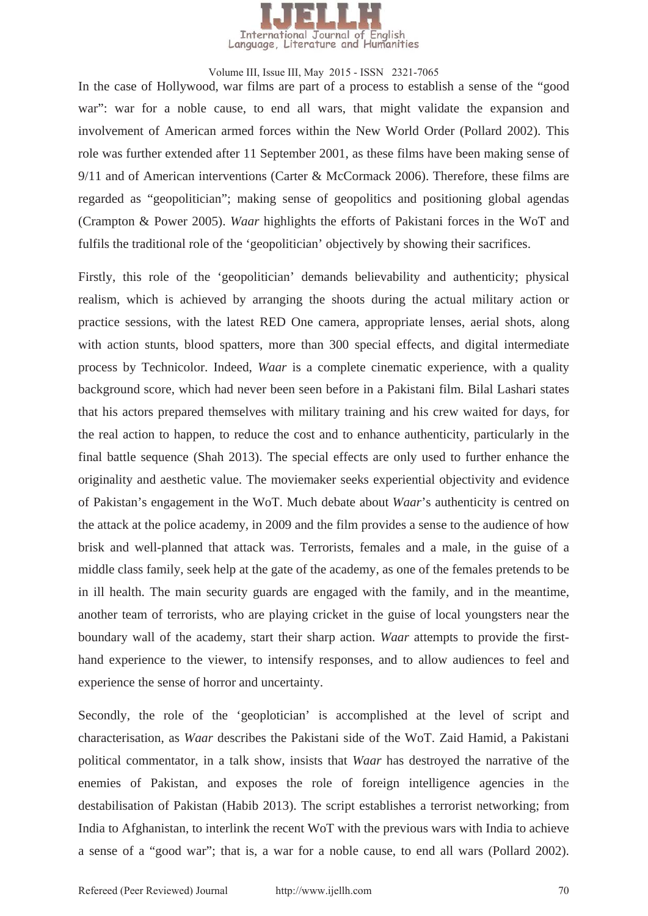In the case of Hollywood, war films are part of a process to establish a sense of the "good war": war for a noble cause, to end all wars, that might validate the expansion and involvement of American armed forces within the New World Order (Pollard 2002). This role was further extended after 11 September 2001, as these films have been making sense of 9/11 and of American interventions (Carter & McCormack 2006). Therefore, these films are regarded as "geopolitician"; making sense of geopolitics and positioning global agendas (Crampton & Power 2005). *Waar* highlights the efforts of Pakistani forces in the WoT and fulfils the traditional role of the 'geopolitician' objectively by showing their sacrifices.

Firstly, this role of the 'geopolitician' demands believability and authenticity; physical realism, which is achieved by arranging the shoots during the actual military action or practice sessions, with the latest RED One camera, appropriate lenses, aerial shots, along with action stunts, blood spatters, more than 300 special effects, and digital intermediate process by Technicolor. Indeed, *Waar* is a complete cinematic experience, with a quality background score, which had never been seen before in a Pakistani film. Bilal Lashari states that his actors prepared themselves with military training and his crew waited for days, for the real action to happen, to reduce the cost and to enhance authenticity, particularly in the final battle sequence (Shah 2013). The special effects are only used to further enhance the originality and aesthetic value. The moviemaker seeks experiential objectivity and evidence of Pakistan's engagement in the WoT. Much debate about *Waar*'s authenticity is centred on the attack at the police academy, in 2009 and the film provides a sense to the audience of how brisk and well-planned that attack was. Terrorists, females and a male, in the guise of a middle class family, seek help at the gate of the academy, as one of the females pretends to be in ill health. The main security guards are engaged with the family, and in the meantime, another team of terrorists, who are playing cricket in the guise of local youngsters near the boundary wall of the academy, start their sharp action. *Waar* attempts to provide the first-hand experience to the viewer, to intensify responses, and to allow audiences to feel and experience the sense of horror and uncertainty.

Secondly, the role of the 'geoplotician' is accomplished at the level of script and characterisation, as *Waar* describes the Pakistani side of the WoT. Zaid Hamid, a Pakistani political commentator, in a talk show, insists that *Waar* has destroyed the narrative of the enemies of Pakistan, and exposes the role of foreign intelligence agencies in the destabilisation of Pakistan (Habib 2013). The script establishes a terrorist networking; from India to Afghanistan, to interlink the recent WoT with the previous wars with India to achieve a sense of a "good war"; that is, a war for a noble cause, to end all wars (Pollard 2002).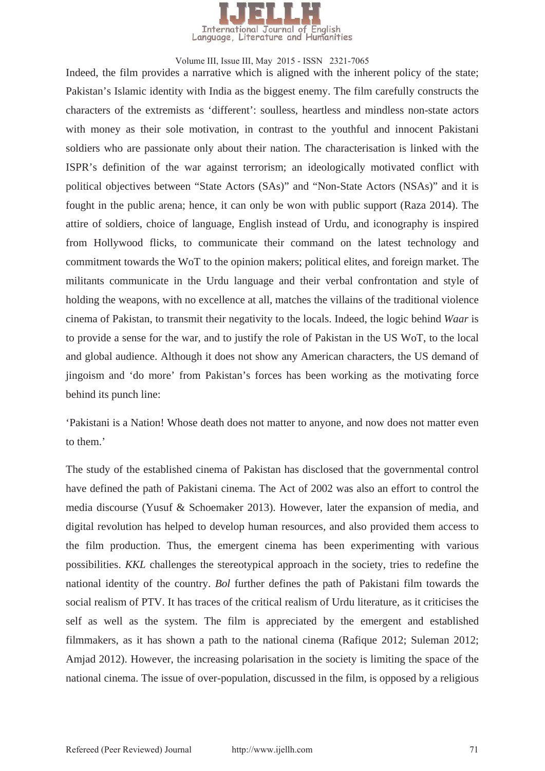Indeed, the film provides a narrative which is aligned with the inherent policy of the state; Pakistan's Islamic identity with India as the biggest enemy. The film carefully constructs the characters of the extremists as 'different': soulless, heartless and mindless non-state actors with money as their sole motivation, in contrast to the youthful and innocent Pakistani soldiers who are passionate only about their nation. The characterisation is linked with the ISPR's definition of the war against terrorism; an ideologically motivated conflict with political objectives between "State Actors (SAs)" and "Non-State Actors (NSAs)" and it is fought in the public arena; hence, it can only be won with public support (Raza 2014). The attire of soldiers, choice of language, English instead of Urdu, and iconography is inspired from Hollywood flicks, to communicate their command on the latest technology and commitment towards the WoT to the opinion makers; political elites, and foreign market. The militants communicate in the Urdu language and their verbal confrontation and style of holding the weapons, with no excellence at all, matches the villains of the traditional violence cinema of Pakistan, to transmit their negativity to the locals. Indeed, the logic behind *Waar* is to provide a sense for the war, and to justify the role of Pakistan in the US WoT, to the local and global audience. Although it does not show any American characters, the US demand of jingoism and 'do more' from Pakistan's forces has been working as the motivating force behind its punch line:

'Pakistani is a Nation! Whose death does not matter to anyone, and now does not matter even to them.'

The study of the established cinema of Pakistan has disclosed that the governmental control have defined the path of Pakistani cinema. The Act of 2002 was also an effort to control the media discourse (Yusuf & Schoemaker 2013). However, later the expansion of media, and digital revolution has helped to develop human resources, and also provided them access to the film production. Thus, the emergent cinema has been experimenting with various possibilities. *KKL* challenges the stereotypical approach in the society, tries to redefine the national identity of the country. *Bol* further defines the path of Pakistani film towards the social realism of PTV. It has traces of the critical realism of Urdu literature, as it criticises the self as well as the system. The film is appreciated by the emergent and established filmmakers, as it has shown a path to the national cinema (Rafique 2012; Suleman 2012; Amjad 2012). However, the increasing polarisation in the society is limiting the space of the national cinema. The issue of over-population, discussed in the film, is opposed by a religious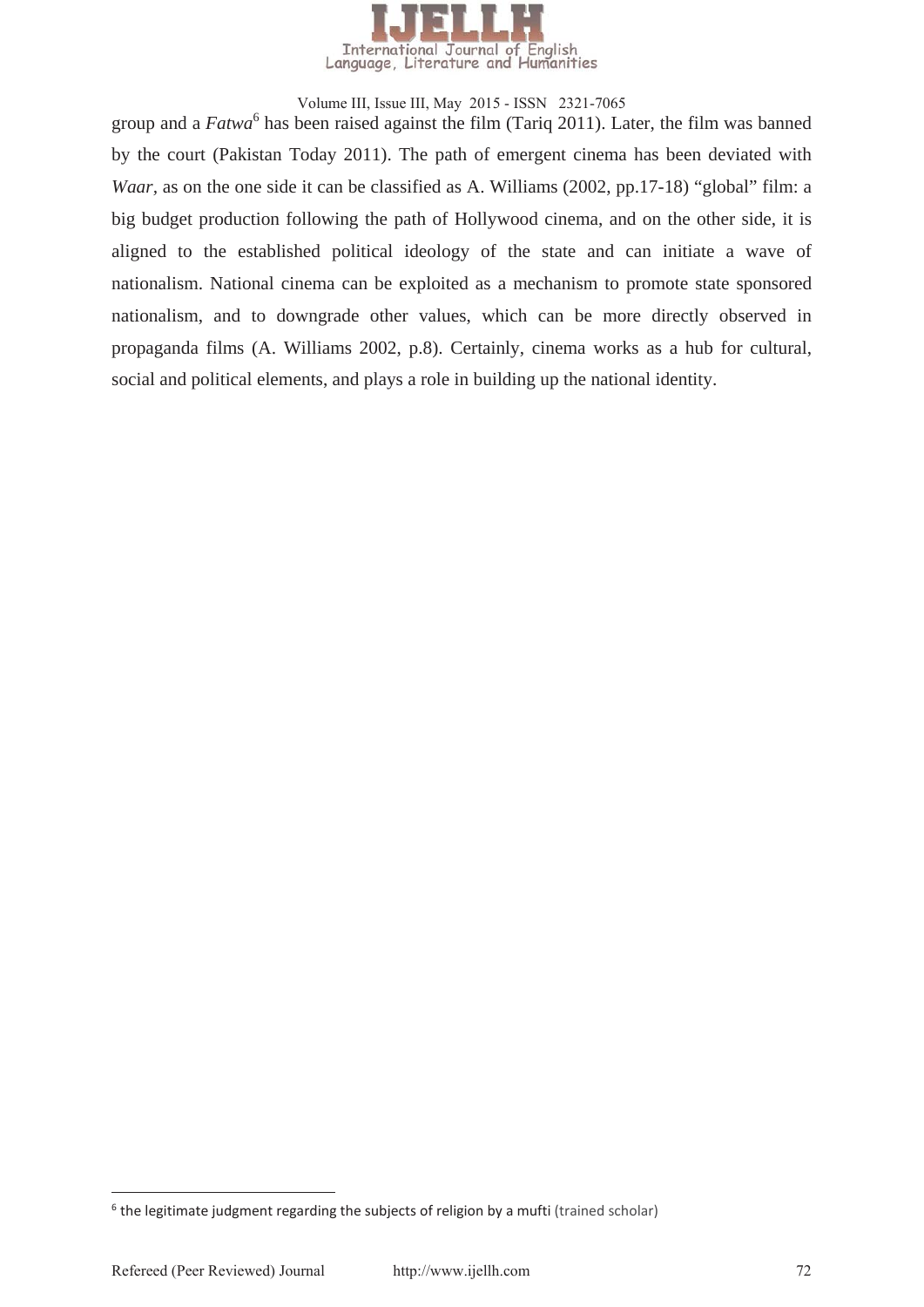group and a *Fatwa*[6] has been raised against the film (Tariq 2011). Later, the film was banned by the court (Pakistan Today 2011). The path of emergent cinema has been deviated with *Waar*, as on the one side it can be classified as A. Williams (2002, pp.17-18) "global" film: a big budget production following the path of Hollywood cinema, and on the other side, it is aligned to the established political ideology of the state and can initiate a wave of nationalism. National cinema can be exploited as a mechanism to promote state sponsored nationalism, and to downgrade other values, which can be more directly observed in propaganda films (A. Williams 2002, p.8). Certainly, cinema works as a hub for cultural, social and political elements, and plays a role in building up the national identity.

---

[6] the legitimate judgment regarding the subjects of religion by a mufti (trained scholar)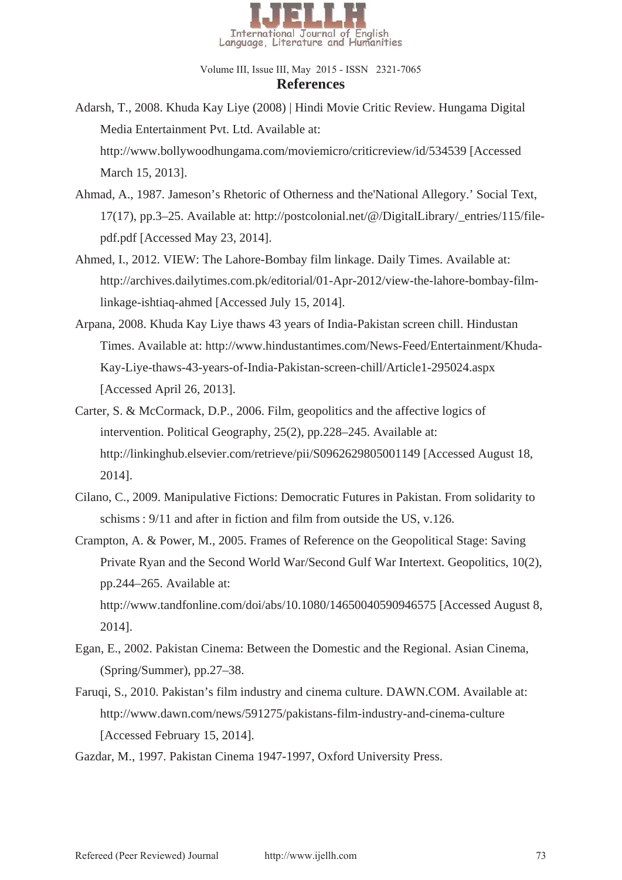## References

Adarsh, T., 2008. Khuda Kay Liye (2008) | Hindi Movie Critic Review. Hungama Digital Media Entertainment Pvt. Ltd. Available at: http://www.bollywoodhungama.com/moviemicro/criticreview/id/534539 [Accessed March 15, 2013].

Ahmad, A., 1987. Jameson's Rhetoric of Otherness and the'National Allegory.' Social Text, 17(17), pp.3–25. Available at: http://postcolonial.net/@/DigitalLibrary/_entries/115/file-pdf.pdf [Accessed May 23, 2014].

Ahmed, I., 2012. VIEW: The Lahore-Bombay film linkage. Daily Times. Available at: http://archives.dailytimes.com.pk/editorial/01-Apr-2012/view-the-lahore-bombay-film-linkage-ishtiaq-ahmed [Accessed July 15, 2014].

Arpana, 2008. Khuda Kay Liye thaws 43 years of India-Pakistan screen chill. Hindustan Times. Available at: http://www.hindustantimes.com/News-Feed/Entertainment/Khuda-Kay-Liye-thaws-43-years-of-India-Pakistan-screen-chill/Article1-295024.aspx [Accessed April 26, 2013].

Carter, S. & McCormack, D.P., 2006. Film, geopolitics and the affective logics of intervention. Political Geography, 25(2), pp.228–245. Available at: http://linkinghub.elsevier.com/retrieve/pii/S0962629805001149 [Accessed August 18, 2014].

Cilano, C., 2009. Manipulative Fictions: Democratic Futures in Pakistan. From solidarity to schisms : 9/11 and after in fiction and film from outside the US, v.126.

Crampton, A. & Power, M., 2005. Frames of Reference on the Geopolitical Stage: Saving Private Ryan and the Second World War/Second Gulf War Intertext. Geopolitics, 10(2), pp.244–265. Available at: http://www.tandfonline.com/doi/abs/10.1080/14650040590946575 [Accessed August 8, 2014].

Egan, E., 2002. Pakistan Cinema: Between the Domestic and the Regional. Asian Cinema, (Spring/Summer), pp.27–38.

Faruqi, S., 2010. Pakistan's film industry and cinema culture. DAWN.COM. Available at: http://www.dawn.com/news/591275/pakistans-film-industry-and-cinema-culture [Accessed February 15, 2014].

Gazdar, M., 1997. Pakistan Cinema 1947-1997, Oxford University Press.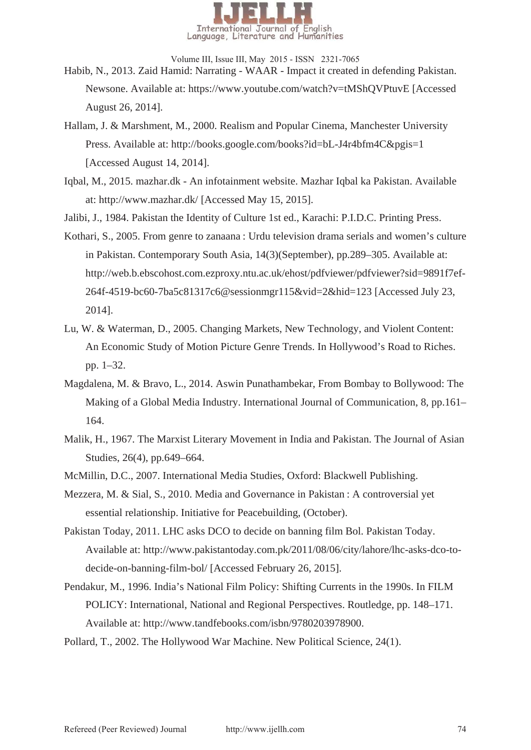Habib, N., 2013. Zaid Hamid: Narrating - WAAR - Impact it created in defending Pakistan. Newsone. Available at: https://www.youtube.com/watch?v=tMShQVPtuvE [Accessed August 26, 2014].

Hallam, J. & Marshment, M., 2000. Realism and Popular Cinema, Manchester University Press. Available at: http://books.google.com/books?id=bL-J4r4bfm4C&pgis=1 [Accessed August 14, 2014].

Iqbal, M., 2015. mazhar.dk - An infotainment website. Mazhar Iqbal ka Pakistan. Available at: http://www.mazhar.dk/ [Accessed May 15, 2015].

Jalibi, J., 1984. Pakistan the Identity of Culture 1st ed., Karachi: P.I.D.C. Printing Press.

Kothari, S., 2005. From genre to zanaana : Urdu television drama serials and women's culture in Pakistan. Contemporary South Asia, 14(3)(September), pp.289–305. Available at: http://web.b.ebscohost.com.ezproxy.ntu.ac.uk/ehost/pdfviewer/pdfviewer?sid=9891f7ef-264f-4519-bc60-7ba5c81317c6@sessionmgr115&vid=2&hid=123 [Accessed July 23, 2014].

Lu, W. & Waterman, D., 2005. Changing Markets, New Technology, and Violent Content: An Economic Study of Motion Picture Genre Trends. In Hollywood's Road to Riches. pp. 1–32.

Magdalena, M. & Bravo, L., 2014. Aswin Punathambekar, From Bombay to Bollywood: The Making of a Global Media Industry. International Journal of Communication, 8, pp.161–164.

Malik, H., 1967. The Marxist Literary Movement in India and Pakistan. The Journal of Asian Studies, 26(4), pp.649–664.

McMillin, D.C., 2007. International Media Studies, Oxford: Blackwell Publishing.

Mezzera, M. & Sial, S., 2010. Media and Governance in Pakistan : A controversial yet essential relationship. Initiative for Peacebuilding, (October).

Pakistan Today, 2011. LHC asks DCO to decide on banning film Bol. Pakistan Today. Available at: http://www.pakistantoday.com.pk/2011/08/06/city/lahore/lhc-asks-dco-to-decide-on-banning-film-bol/ [Accessed February 26, 2015].

Pendakur, M., 1996. India's National Film Policy: Shifting Currents in the 1990s. In FILM POLICY: International, National and Regional Perspectives. Routledge, pp. 148–171. Available at: http://www.tandfebooks.com/isbn/9780203978900.

Pollard, T., 2002. The Hollywood War Machine. New Political Science, 24(1).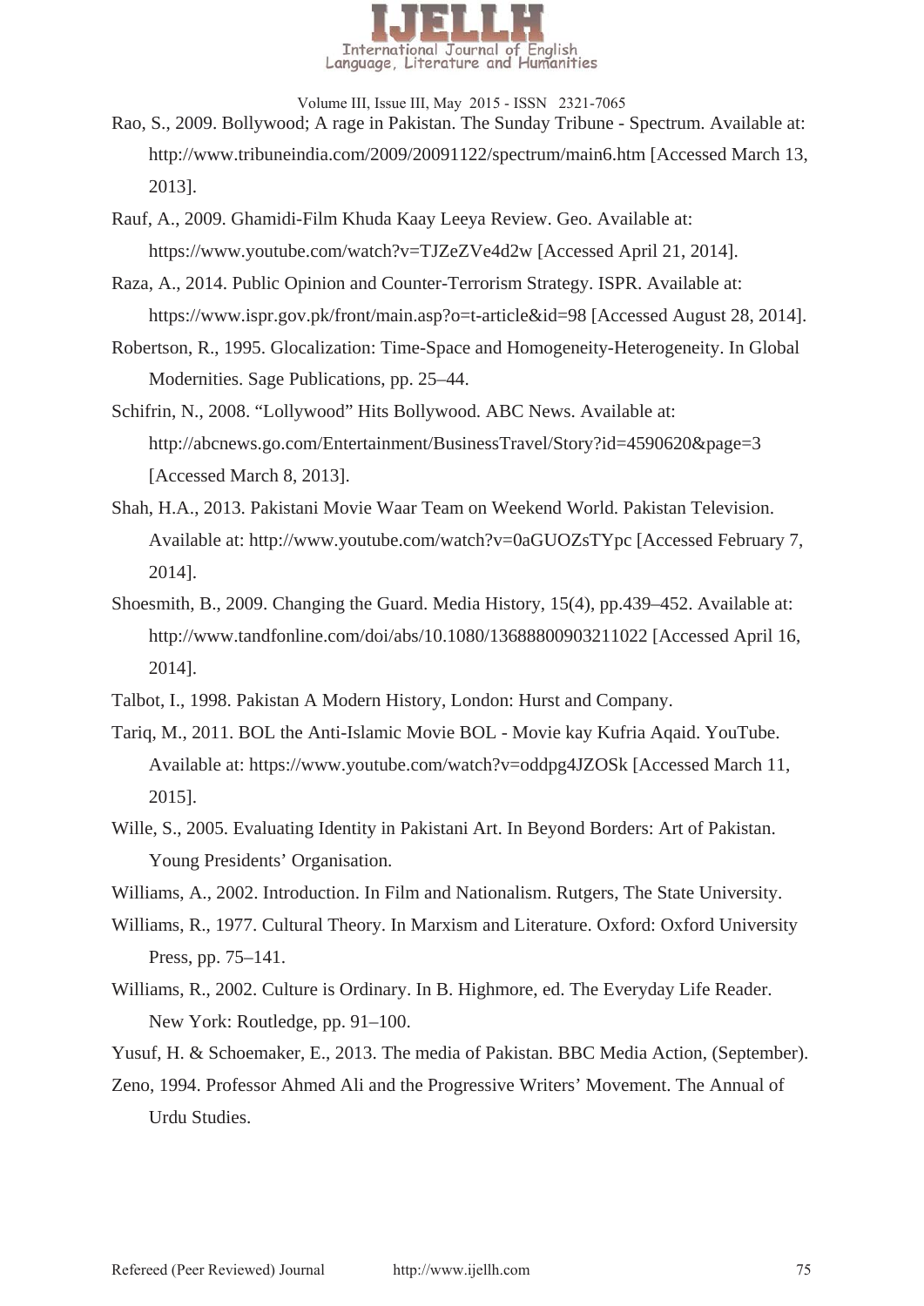Rao, S., 2009. Bollywood; A rage in Pakistan. The Sunday Tribune - Spectrum. Available at: http://www.tribuneindia.com/2009/20091122/spectrum/main6.htm [Accessed March 13, 2013].

Rauf, A., 2009. Ghamidi-Film Khuda Kaay Leeya Review. Geo. Available at: https://www.youtube.com/watch?v=TJZeZVe4d2w [Accessed April 21, 2014].

Raza, A., 2014. Public Opinion and Counter-Terrorism Strategy. ISPR. Available at: https://www.ispr.gov.pk/front/main.asp?o=t-article&id=98 [Accessed August 28, 2014].

Robertson, R., 1995. Glocalization: Time-Space and Homogeneity-Heterogeneity. In Global Modernities. Sage Publications, pp. 25–44.

Schifrin, N., 2008. "Lollywood" Hits Bollywood. ABC News. Available at: http://abcnews.go.com/Entertainment/BusinessTravel/Story?id=4590620&page=3 [Accessed March 8, 2013].

Shah, H.A., 2013. Pakistani Movie Waar Team on Weekend World. Pakistan Television. Available at: http://www.youtube.com/watch?v=0aGUOZsTYpc [Accessed February 7, 2014].

Shoesmith, B., 2009. Changing the Guard. Media History, 15(4), pp.439–452. Available at: http://www.tandfonline.com/doi/abs/10.1080/13688800903211022 [Accessed April 16, 2014].

Talbot, I., 1998. Pakistan A Modern History, London: Hurst and Company.

Tariq, M., 2011. BOL the Anti-Islamic Movie BOL - Movie kay Kufria Aqaid. YouTube. Available at: https://www.youtube.com/watch?v=oddpg4JZOSk [Accessed March 11, 2015].

Wille, S., 2005. Evaluating Identity in Pakistani Art. In Beyond Borders: Art of Pakistan. Young Presidents' Organisation.

Williams, A., 2002. Introduction. In Film and Nationalism. Rutgers, The State University.

Williams, R., 1977. Cultural Theory. In Marxism and Literature. Oxford: Oxford University Press, pp. 75–141.

Williams, R., 2002. Culture is Ordinary. In B. Highmore, ed. The Everyday Life Reader. New York: Routledge, pp. 91–100.

Yusuf, H. & Schoemaker, E., 2013. The media of Pakistan. BBC Media Action, (September).

Zeno, 1994. Professor Ahmed Ali and the Progressive Writers' Movement. The Annual of Urdu Studies.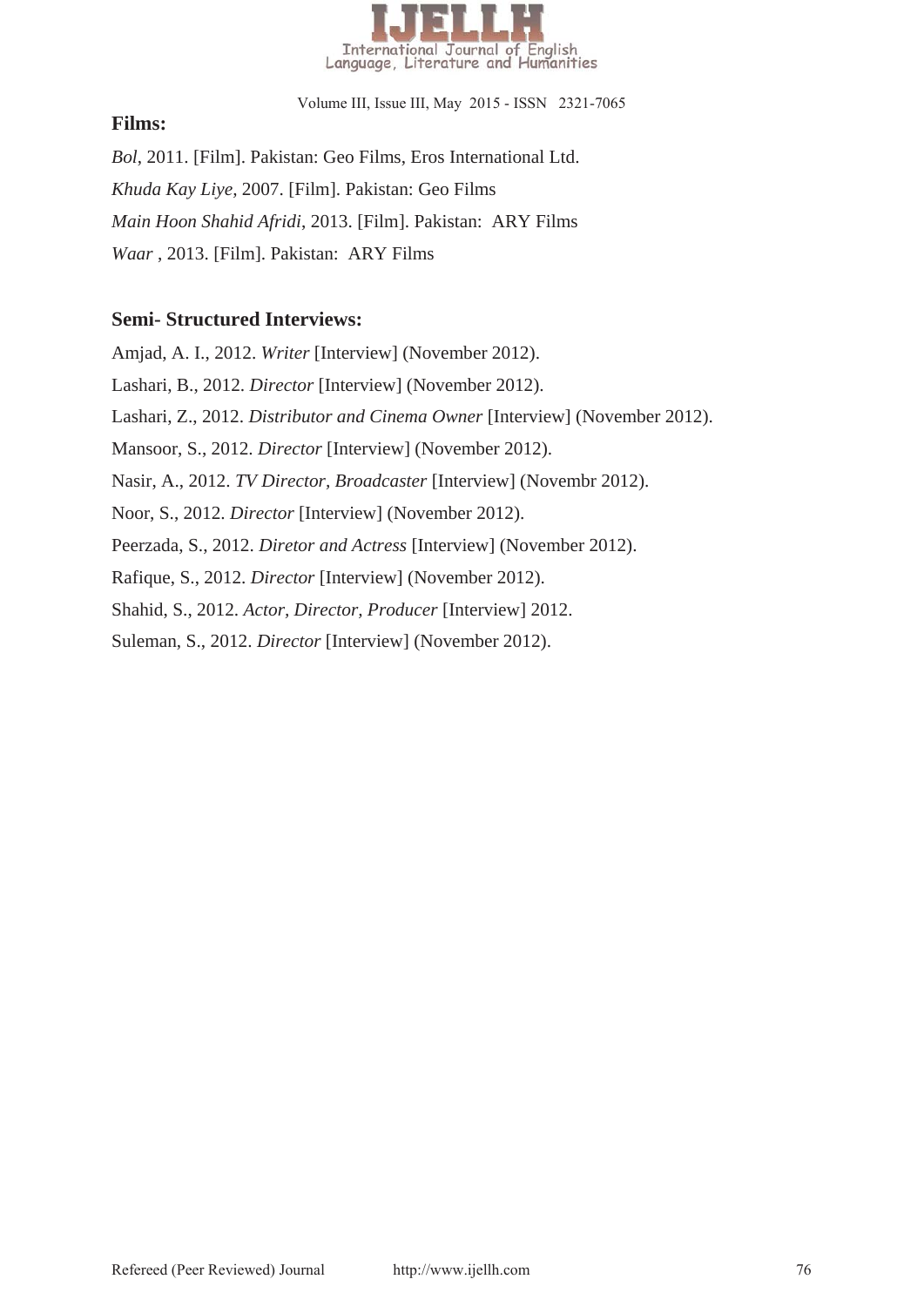**Films:**

*Bol*, 2011. [Film]. Pakistan: Geo Films, Eros International Ltd.

*Khuda Kay Liye*, 2007. [Film]. Pakistan: Geo Films

*Main Hoon Shahid Afridi*, 2013. [Film]. Pakistan: ARY Films

*Waar* , 2013. [Film]. Pakistan: ARY Films

**Semi- Structured Interviews:**

Amjad, A. I., 2012. *Writer* [Interview] (November 2012).

Lashari, B., 2012. *Director* [Interview] (November 2012).

Lashari, Z., 2012. *Distributor and Cinema Owner* [Interview] (November 2012).

Mansoor, S., 2012. *Director* [Interview] (November 2012).

Nasir, A., 2012. *TV Director, Broadcaster* [Interview] (Novembr 2012).

Noor, S., 2012. *Director* [Interview] (November 2012).

Peerzada, S., 2012. *Diretor and Actress* [Interview] (November 2012).

Rafique, S., 2012. *Director* [Interview] (November 2012).

Shahid, S., 2012. *Actor, Director, Producer* [Interview] 2012.

Suleman, S., 2012. *Director* [Interview] (November 2012).